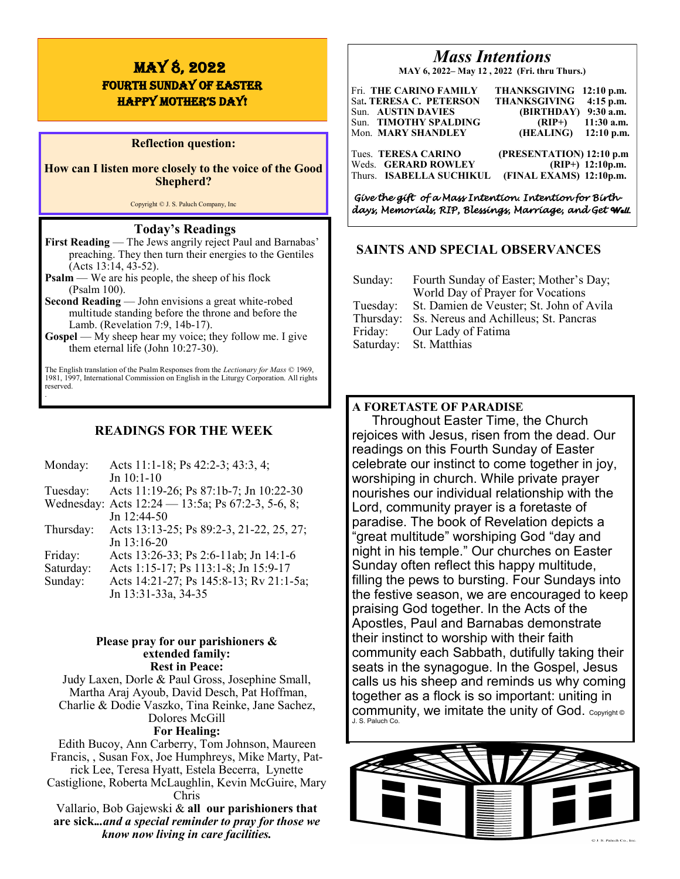# MAY 8, 2022
## FOURTH SUNDAY OF EASTER
## HAPPY MOTHER'S DAY!

**Reflection question:**

**How can I listen more closely to the voice of the Good Shepherd?**

Copyright © J. S. Paluch Company, Inc

## Today's Readings

**First Reading** — The Jews angrily reject Paul and Barnabas' preaching. They then turn their energies to the Gentiles (Acts 13:14, 43-52).

**Psalm** — We are his people, the sheep of his flock (Psalm 100).

**Second Reading** — John envisions a great white-robed multitude standing before the throne and before the Lamb. (Revelation 7:9, 14b-17).

**Gospel** — My sheep hear my voice; they follow me. I give them eternal life (John 10:27-30).

The English translation of the Psalm Responses from the *Lectionary for Mass* © 1969, 1981, 1997, International Commission on English in the Liturgy Corporation. All rights reserved.

## READINGS FOR THE WEEK

| | |
|---|---|
| Monday: | Acts 11:1-18; Ps 42:2-3; 43:3, 4; Jn 10:1-10 |
| Tuesday: | Acts 11:19-26; Ps 87:1b-7; Jn 10:22-30 |
| Wednesday: | Acts 12:24 — 13:5a; Ps 67:2-3, 5-6, 8; Jn 12:44-50 |
| Thursday: | Acts 13:13-25; Ps 89:2-3, 21-22, 25, 27; Jn 13:16-20 |
| Friday: | Acts 13:26-33; Ps 2:6-11ab; Jn 14:1-6 |
| Saturday: | Acts 1:15-17; Ps 113:1-8; Jn 15:9-17 |
| Sunday: | Acts 14:21-27; Ps 145:8-13; Rv 21:1-5a; Jn 13:31-33a, 34-35 |

**Please pray for our parishioners & extended family:**

**Rest in Peace:**

Judy Laxen, Dorle & Paul Gross, Josephine Small, Martha Araj Ayoub, David Desch, Pat Hoffman, Charlie & Dodie Vaszko, Tina Reinke, Jane Sachez, Dolores McGill

**For Healing:**

Edith Bucoy, Ann Carberry, Tom Johnson, Maureen Francis, , Susan Fox, Joe Humphreys, Mike Marty, Patrick Lee, Teresa Hyatt, Estela Becerra, Lynette Castiglione, Roberta McLaughlin, Kevin McGuire, Mary Chris Vallario, Bob Gajewski & **all our parishioners that are sick...*and a special reminder to pray for those we know now living in care facilities.***

## *Mass Intentions*

**MAY 6, 2022– May 12 , 2022 (Fri. thru Thurs.)**

| | | | |
|---|---|---|---|
| Fri. | **THE CARINO FAMILY** | **THANKSGIVING** | **12:10 p.m.** |
| Sat. | **TERESA C. PETERSON** | **THANKSGIVING** | **4:15 p.m.** |
| Sun. | **AUSTIN DAVIES** | **(BIRTHDAY)** | **9:30 a.m.** |
| Sun. | **TIMOTHY SPALDING** | **(RIP+)** | **11:30 a.m.** |
| Mon. | **MARY SHANDLEY** | **(HEALING)** | **12:10 p.m.** |
| Tues. | **TERESA CARINO** | **(PRESENTATION)** | **12:10 p.m** |
| Weds. | **GERARD ROWLEY** | **(RIP+)** | **12:10p.m.** |
| Thurs. | **ISABELLA SUCHIKUL** | **(FINAL EXAMS)** | **12:10p.m.** |

*Give the gift of a Mass Intention. Intention for Birthdays, Memorials, RIP, Blessings, Marriage, and Get Well.*

## SAINTS AND SPECIAL OBSERVANCES

| | |
|---|---|
| Sunday: | Fourth Sunday of Easter; Mother's Day; World Day of Prayer for Vocations |
| Tuesday: | St. Damien de Veuster; St. John of Avila |
| Thursday: | Ss. Nereus and Achilleus; St. Pancras |
| Friday: | Our Lady of Fatima |
| Saturday: | St. Matthias |

**A FORETASTE OF PARADISE**

Throughout Easter Time, the Church rejoices with Jesus, risen from the dead. Our readings on this Fourth Sunday of Easter celebrate our instinct to come together in joy, worshiping in church. While private prayer nourishes our individual relationship with the Lord, community prayer is a foretaste of paradise. The book of Revelation depicts a "great multitude" worshiping God "day and night in his temple." Our churches on Easter Sunday often reflect this happy multitude, filling the pews to bursting. Four Sundays into the festive season, we are encouraged to keep praising God together. In the Acts of the Apostles, Paul and Barnabas demonstrate their instinct to worship with their faith community each Sabbath, dutifully taking their seats in the synagogue. In the Gospel, Jesus calls us his sheep and reminds us why coming together as a flock is so important: uniting in community, we imitate the unity of God. Copyright © J. S. Paluch Co.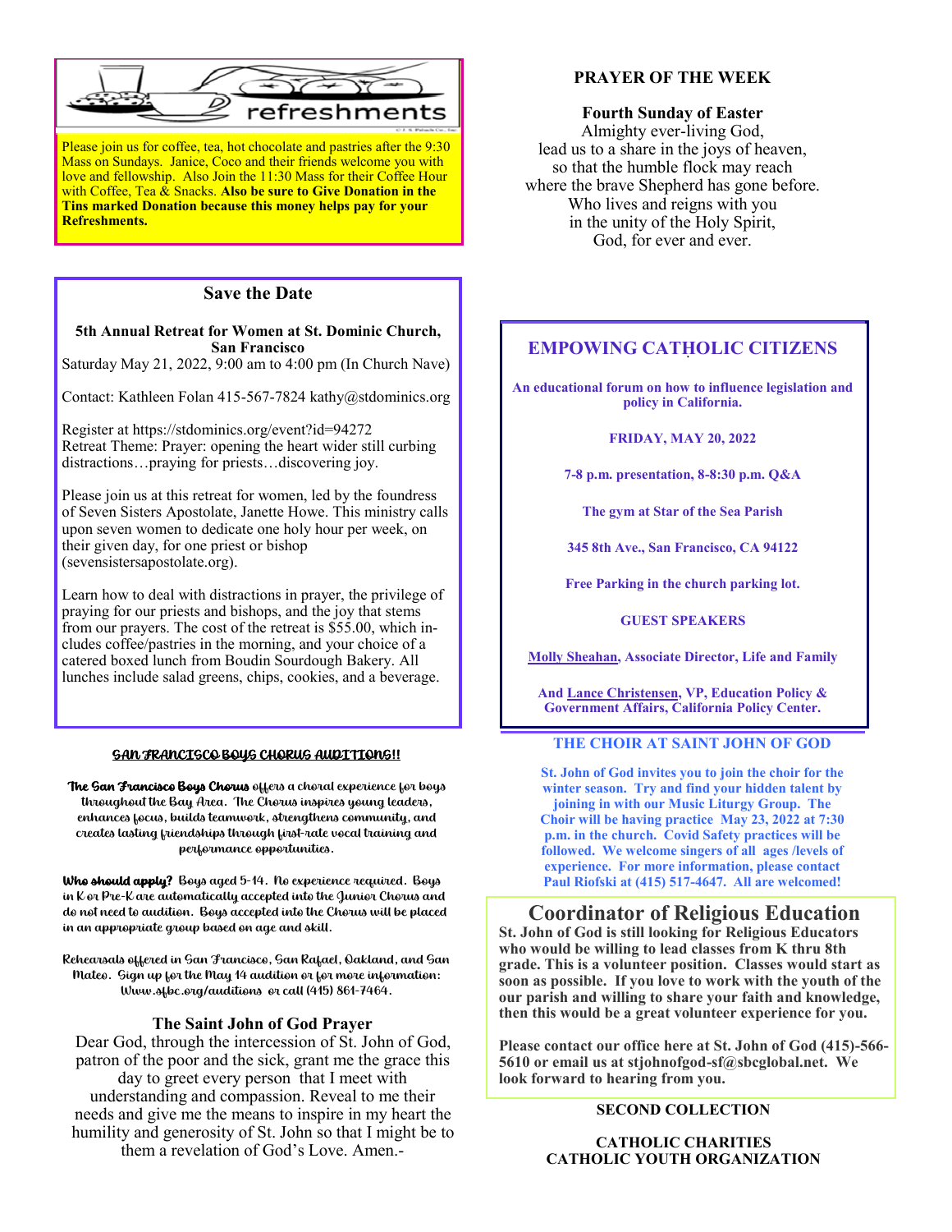refreshments

Please join us for coffee, tea, hot chocolate and pastries after the 9:30 Mass on Sundays. Janice, Coco and their friends welcome you with love and fellowship. Also Join the 11:30 Mass for their Coffee Hour with Coffee, Tea & Snacks. **Also be sure to Give Donation in the Tins marked Donation because this money helps pay for your Refreshments.**

## Save the Date

**5th Annual Retreat for Women at St. Dominic Church, San Francisco**

Saturday May 21, 2022, 9:00 am to 4:00 pm (In Church Nave)

Contact: Kathleen Folan 415-567-7824 kathy@stdominics.org

Register at https://stdominics.org/event?id=94272
Retreat Theme: Prayer: opening the heart wider still curbing distractions…praying for priests…discovering joy.

Please join us at this retreat for women, led by the foundress of Seven Sisters Apostolate, Janette Howe. This ministry calls upon seven women to dedicate one holy hour per week, on their given day, for one priest or bishop (sevensistersapostolate.org).

Learn how to deal with distractions in prayer, the privilege of praying for our priests and bishops, and the joy that stems from our prayers. The cost of the retreat is $55.00, which includes coffee/pastries in the morning, and your choice of a catered boxed lunch from Boudin Sourdough Bakery. All lunches include salad greens, chips, cookies, and a beverage.

## SAN FRANCISCO BOYS CHORUS AUDITIONS!!

**The San Francisco Boys Chorus** offers a choral experience for boys throughout the Bay Area. The Chorus inspires young leaders, enhances focus, builds teamwork, strengthens community, and creates lasting friendships through first-rate vocal training and performance opportunities.

**Who should apply?** Boys aged 5-14. No experience required. Boys in K or Pre-K are automatically accepted into the Junior Chorus and do not need to audition. Boys accepted into the Chorus will be placed in an appropriate group based on age and skill.

Rehearsals offered in San Francisco, San Rafael, Oakland, and San Mateo. Sign up for the May 14 audition or for more information: Www.sfbc.org/auditions or call (415) 861-7464.

## The Saint John of God Prayer

Dear God, through the intercession of St. John of God, patron of the poor and the sick, grant me the grace this day to greet every person that I meet with understanding and compassion. Reveal to me their needs and give me the means to inspire in my heart the humility and generosity of St. John so that I might be to them a revelation of God's Love. Amen.-

## PRAYER OF THE WEEK

**Fourth Sunday of Easter**

Almighty ever-living God,
lead us to a share in the joys of heaven,
so that the humble flock may reach
where the brave Shepherd has gone before.
Who lives and reigns with you
in the unity of the Holy Spirit,
God, for ever and ever.

## EMPOWING CATHOLIC CITIZENS

**An educational forum on how to influence legislation and policy in California.**

**FRIDAY, MAY 20, 2022**

**7-8 p.m. presentation, 8-8:30 p.m. Q&A**

**The gym at Star of the Sea Parish**

**345 8th Ave., San Francisco, CA 94122**

**Free Parking in the church parking lot.**

**GUEST SPEAKERS**

**Molly Sheahan, Associate Director, Life and Family**

**And Lance Christensen, VP, Education Policy & Government Affairs, California Policy Center.**

## THE CHOIR AT SAINT JOHN OF GOD

**St. John of God invites you to join the choir for the winter season. Try and find your hidden talent by joining in with our Music Liturgy Group. The Choir will be having practice May 23, 2022 at 7:30 p.m. in the church. Covid Safety practices will be followed. We welcome singers of all ages /levels of experience. For more information, please contact Paul Riofski at (415) 517-4647. All are welcomed!**

## Coordinator of Religious Education

**St. John of God is still looking for Religious Educators who would be willing to lead classes from K thru 8th grade. This is a volunteer position. Classes would start as soon as possible. If you love to work with the youth of the our parish and willing to share your faith and knowledge, then this would be a great volunteer experience for you.**

**Please contact our office here at St. John of God (415)-566-5610 or email us at stjohnofgod-sf@sbcglobal.net. We look forward to hearing from you.**

**SECOND COLLECTION**

**CATHOLIC CHARITIES
CATHOLIC YOUTH ORGANIZATION**